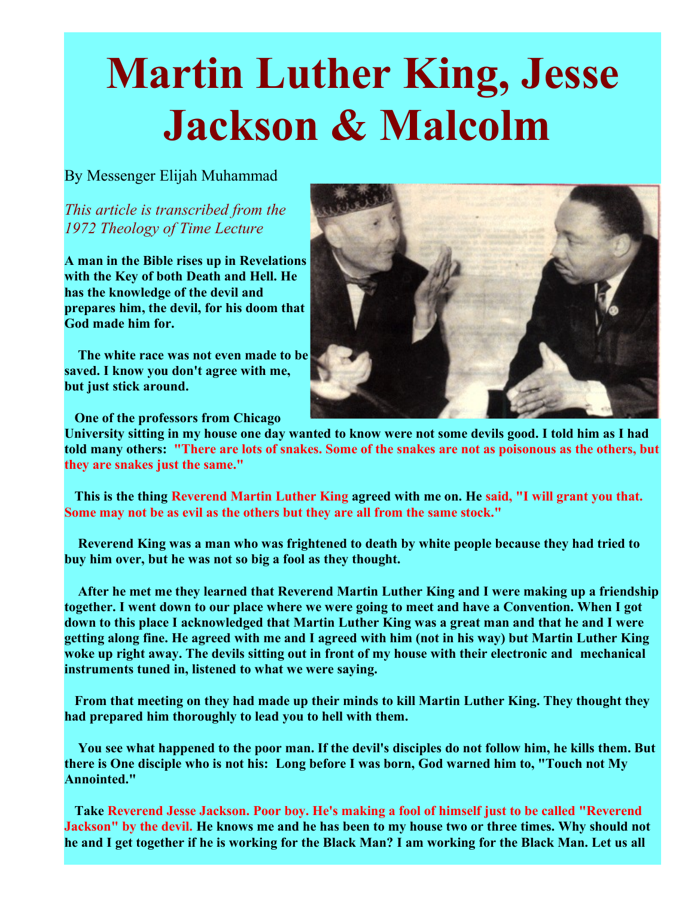# Martin Luther King, Jesse Jackson & Malcolm

By Messenger Elijah Muhammad

*This article is transcribed from the 1972 Theology of Time Lecture*

**A man in the Bible rises up in Revelations with the Key of both Death and Hell. He has the knowledge of the devil and prepares him, the devil, for his doom that God made him for.**

**The white race was not even made to be saved. I know you don't agree with me, but just stick around.**

**One of the professors from Chicago University sitting in my house one day wanted to know were not some devils good. I told him as I had told many others: "There are lots of snakes. Some of the snakes are not as poisonous as the others, but they are snakes just the same."**

**This is the thing Reverend Martin Luther King agreed with me on. He said, "I will grant you that. Some may not be as evil as the others but they are all from the same stock."**

**Reverend King was a man who was frightened to death by white people because they had tried to buy him over, but he was not so big a fool as they thought.**

**After he met me they learned that Reverend Martin Luther King and I were making up a friendship together. I went down to our place where we were going to meet and have a Convention. When I got down to this place I acknowledged that Martin Luther King was a great man and that he and I were getting along fine. He agreed with me and I agreed with him (not in his way) but Martin Luther King woke up right away. The devils sitting out in front of my house with their electronic and mechanical instruments tuned in, listened to what we were saying.**

**From that meeting on they had made up their minds to kill Martin Luther King. They thought they had prepared him thoroughly to lead you to hell with them.**

**You see what happened to the poor man. If the devil's disciples do not follow him, he kills them. But there is One disciple who is not his: Long before I was born, God warned him to, "Touch not My Annointed."**

**Take Reverend Jesse Jackson. Poor boy. He's making a fool of himself just to be called "Reverend Jackson" by the devil. He knows me and he has been to my house two or three times. Why should not he and I get together if he is working for the Black Man? I am working for the Black Man. Let us all**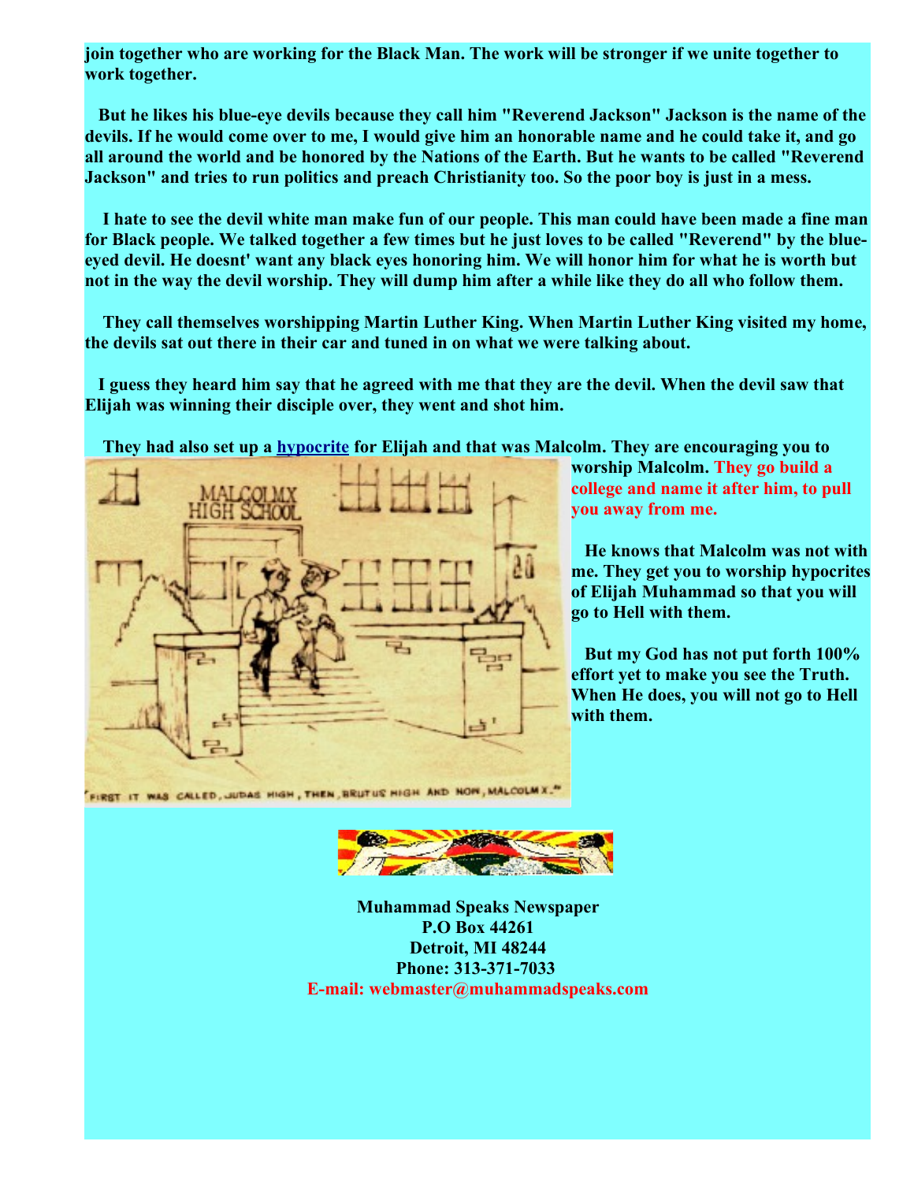**join together who are working for the Black Man. The work will be stronger if we unite together to work together.**

**But he likes his blue-eye devils because they call him "Reverend Jackson" Jackson is the name of the devils. If he would come over to me, I would give him an honorable name and he could take it, and go all around the world and be honored by the Nations of the Earth. But he wants to be called "Reverend Jackson" and tries to run politics and preach Christianity too. So the poor boy is just in a mess.**

**I hate to see the devil white man make fun of our people. This man could have been made a fine man for Black people. We talked together a few times but he just loves to be called "Reverend" by the blue-eyed devil. He doesnt' want any black eyes honoring him. We will honor him for what he is worth but not in the way the devil worship. They will dump him after a while like they do all who follow them.**

**They call themselves worshipping Martin Luther King. When Martin Luther King visited my home, the devils sat out there in their car and tuned in on what we were talking about.**

**I guess they heard him say that he agreed with me that they are the devil. When the devil saw that Elijah was winning their disciple over, they went and shot him.**

**They had also set up a hypocrite for Elijah and that was Malcolm. They are encouraging you to worship Malcolm. They go build a college and name it after him, to pull you away from me.**

"FIRST IT WAS CALLED, JUDAS HIGH, THEN, BRUTUS HIGH AND NOW, MALCOLM X."

**He knows that Malcolm was not with me. They get you to worship hypocrites of Elijah Muhammad so that you will go to Hell with them.**

**But my God has not put forth 100% effort yet to make you see the Truth. When He does, you will not go to Hell with them.**

**Muhammad Speaks Newspaper**
**P.O Box 44261**
**Detroit, MI 48244**
**Phone: 313-371-7033**
**E-mail: webmaster@muhammadspeaks.com**